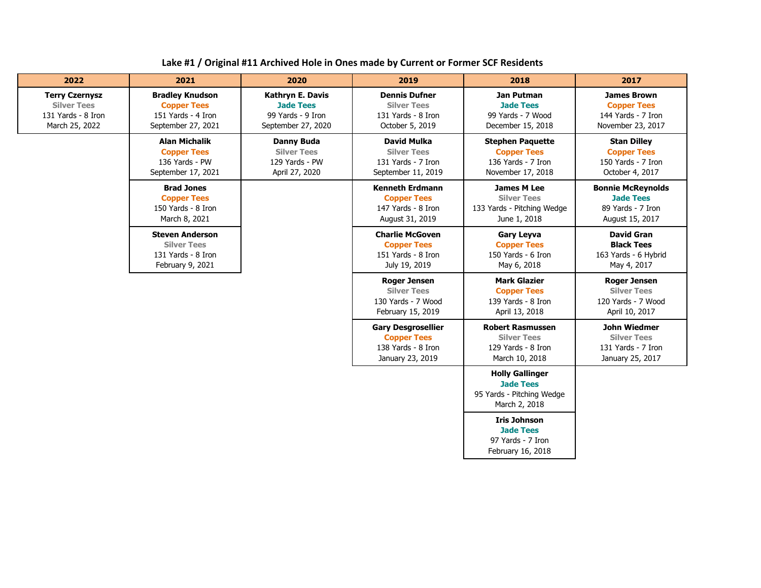### Lake #1 / Original #11 Archived Hole in Ones made by Current or Former SCF Residents

| 2022 | 2021 | 2020 | 2019 | 2018 | 2017 |
|---|---|---|---|---|---|
| **Terry Czernysz**<br>Silver Tees<br>131 Yards - 8 Iron<br>March 25, 2022 | **Bradley Knudson**<br>Copper Tees<br>151 Yards - 4 Iron<br>September 27, 2021 | **Kathryn E. Davis**<br>Jade Tees<br>99 Yards - 9 Iron<br>September 27, 2020 | **Dennis Dufner**<br>Silver Tees<br>131 Yards - 8 Iron<br>October 5, 2019 | **Jan Putman**<br>Jade Tees<br>99 Yards - 7 Wood<br>December 15, 2018 | **James Brown**<br>Copper Tees<br>144 Yards - 7 Iron<br>November 23, 2017 |
| | **Alan Michalik**<br>Copper Tees<br>136 Yards - PW<br>September 17, 2021 | **Danny Buda**<br>Silver Tees<br>129 Yards - PW<br>April 27, 2020 | **David Mulka**<br>Silver Tees<br>131 Yards - 7 Iron<br>September 11, 2019 | **Stephen Paquette**<br>Copper Tees<br>136 Yards - 7 Iron<br>November 17, 2018 | **Stan Dilley**<br>Copper Tees<br>150 Yards - 7 Iron<br>October 4, 2017 |
| | **Brad Jones**<br>Copper Tees<br>150 Yards - 8 Iron<br>March 8, 2021 | | **Kenneth Erdmann**<br>Copper Tees<br>147 Yards - 8 Iron<br>August 31, 2019 | **James M Lee**<br>Silver Tees<br>133 Yards - Pitching Wedge<br>June 1, 2018 | **Bonnie McReynolds**<br>Jade Tees<br>89 Yards - 7 Iron<br>August 15, 2017 |
| | **Steven Anderson**<br>Silver Tees<br>131 Yards - 8 Iron<br>February 9, 2021 | | **Charlie McGoven**<br>Copper Tees<br>151 Yards - 8 Iron<br>July 19, 2019 | **Gary Leyva**<br>Copper Tees<br>150 Yards - 6 Iron<br>May 6, 2018 | **David Gran**<br>**Black Tees**<br>163 Yards - 6 Hybrid<br>May 4, 2017 |
| | | | **Roger Jensen**<br>Silver Tees<br>130 Yards - 7 Wood<br>February 15, 2019 | **Mark Glazier**<br>Copper Tees<br>139 Yards - 8 Iron<br>April 13, 2018 | **Roger Jensen**<br>Silver Tees<br>120 Yards - 7 Wood<br>April 10, 2017 |
| | | | **Gary Desgrosellier**<br>Copper Tees<br>138 Yards - 8 Iron<br>January 23, 2019 | **Robert Rasmussen**<br>Silver Tees<br>129 Yards - 8 Iron<br>March 10, 2018 | **John Wiedmer**<br>Silver Tees<br>131 Yards - 7 Iron<br>January 25, 2017 |
| | | | | **Holly Gallinger**<br>Jade Tees<br>95 Yards - Pitching Wedge<br>March 2, 2018 | |
| | | | | **Iris Johnson**<br>Jade Tees<br>97 Yards - 7 Iron<br>February 16, 2018 | |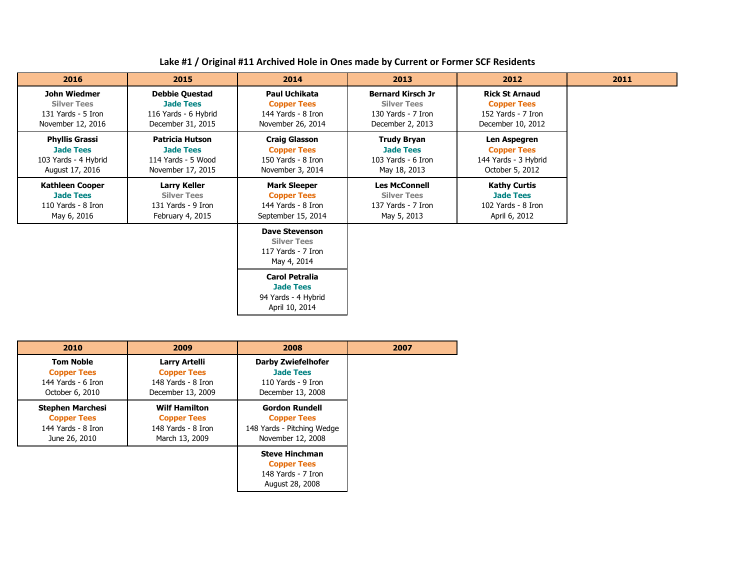**Lake #1 / Original #11 Archived Hole in Ones made by Current or Former SCF Residents**

| 2016 | 2015 | 2014 | 2013 | 2012 | 2011 |
|---|---|---|---|---|---|
| **John Wiedmer**<br>Silver Tees<br>131 Yards - 5 Iron<br>November 12, 2016 | **Debbie Questad**<br>Jade Tees<br>116 Yards - 6 Hybrid<br>December 31, 2015 | **Paul Uchikata**<br>Copper Tees<br>144 Yards - 8 Iron<br>November 26, 2014 | **Bernard Kirsch Jr**<br>Silver Tees<br>130 Yards - 7 Iron<br>December 2, 2013 | **Rick St Arnaud**<br>Copper Tees<br>152 Yards - 7 Iron<br>December 10, 2012 | |
| **Phyllis Grassi**<br>Jade Tees<br>103 Yards - 4 Hybrid<br>August 17, 2016 | **Patricia Hutson**<br>Jade Tees<br>114 Yards - 5 Wood<br>November 17, 2015 | **Craig Glasson**<br>Copper Tees<br>150 Yards - 8 Iron<br>November 3, 2014 | **Trudy Bryan**<br>Jade Tees<br>103 Yards - 6 Iron<br>May 18, 2013 | **Len Aspegren**<br>Copper Tees<br>144 Yards - 3 Hybrid<br>October 5, 2012 | |
| **Kathleen Cooper**<br>Jade Tees<br>110 Yards - 8 Iron<br>May 6, 2016 | **Larry Keller**<br>Silver Tees<br>131 Yards - 9 Iron<br>February 4, 2015 | **Mark Sleeper**<br>Copper Tees<br>144 Yards - 8 Iron<br>September 15, 2014 | **Les McConnell**<br>Silver Tees<br>137 Yards - 7 Iron<br>May 5, 2013 | **Kathy Curtis**<br>Jade Tees<br>102 Yards - 8 Iron<br>April 6, 2012 | |
| | | **Dave Stevenson**<br>Silver Tees<br>117 Yards - 7 Iron<br>May 4, 2014 | | | |
| | | **Carol Petralia**<br>Jade Tees<br>94 Yards - 4 Hybrid<br>April 10, 2014 | | | |

| 2010 | 2009 | 2008 | 2007 |
|---|---|---|---|
| **Tom Noble**<br>Copper Tees<br>144 Yards - 6 Iron<br>October 6, 2010 | **Larry Artelli**<br>Copper Tees<br>148 Yards - 8 Iron<br>December 13, 2009 | **Darby Zwiefelhofer**<br>Jade Tees<br>110 Yards - 9 Iron<br>December 13, 2008 | |
| **Stephen Marchesi**<br>Copper Tees<br>144 Yards - 8 Iron<br>June 26, 2010 | **Wilf Hamilton**<br>Copper Tees<br>148 Yards - 8 Iron<br>March 13, 2009 | **Gordon Rundell**<br>Copper Tees<br>148 Yards - Pitching Wedge<br>November 12, 2008 | |
| | | **Steve Hinchman**<br>Copper Tees<br>148 Yards - 7 Iron<br>August 28, 2008 | |